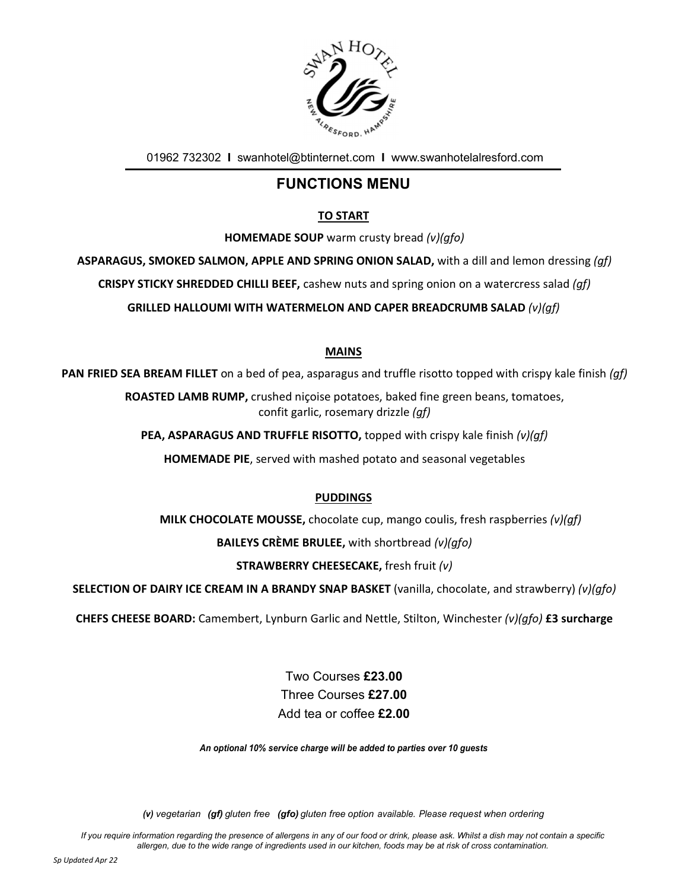SWAN HOTEL
NEW ALRESFORD, HAMPSHIRE

01962 732302 **I** swanhotel@btinternet.com **I** www.swanhotelalresford.com

# FUNCTIONS MENU

## TO START

**HOMEMADE SOUP** warm crusty bread *(v)(gfo)*

**ASPARAGUS, SMOKED SALMON, APPLE AND SPRING ONION SALAD,** with a dill and lemon dressing *(gf)*

**CRISPY STICKY SHREDDED CHILLI BEEF,** cashew nuts and spring onion on a watercress salad *(gf)*

**GRILLED HALLOUMI WITH WATERMELON AND CAPER BREADCRUMB SALAD** *(v)(gf)*

## MAINS

**PAN FRIED SEA BREAM FILLET** on a bed of pea, asparagus and truffle risotto topped with crispy kale finish *(gf)*

**ROASTED LAMB RUMP,** crushed niçoise potatoes, baked fine green beans, tomatoes, confit garlic, rosemary drizzle *(gf)*

**PEA, ASPARAGUS AND TRUFFLE RISOTTO,** topped with crispy kale finish *(v)(gf)*

**HOMEMADE PIE**, served with mashed potato and seasonal vegetables

## PUDDINGS

**MILK CHOCOLATE MOUSSE,** chocolate cup, mango coulis, fresh raspberries *(v)(gf)*

**BAILEYS CRÈME BRULEE,** with shortbread *(v)(gfo)*

**STRAWBERRY CHEESECAKE,** fresh fruit *(v)*

**SELECTION OF DAIRY ICE CREAM IN A BRANDY SNAP BASKET** (vanilla, chocolate, and strawberry) *(v)(gfo)*

**CHEFS CHEESE BOARD:** Camembert, Lynburn Garlic and Nettle, Stilton, Winchester *(v)(gfo)* **£3 surcharge**

Two Courses **£23.00**
Three Courses **£27.00**
Add tea or coffee **£2.00**

***An optional 10% service charge will be added to parties over 10 guests***

***(v)** vegetarian **(gf)** gluten free **(gfo)** gluten free option available. Please request when ordering*

*If you require information regarding the presence of allergens in any of our food or drink, please ask. Whilst a dish may not contain a specific allergen, due to the wide range of ingredients used in our kitchen, foods may be at risk of cross contamination.*

*Sp Updated Apr 22*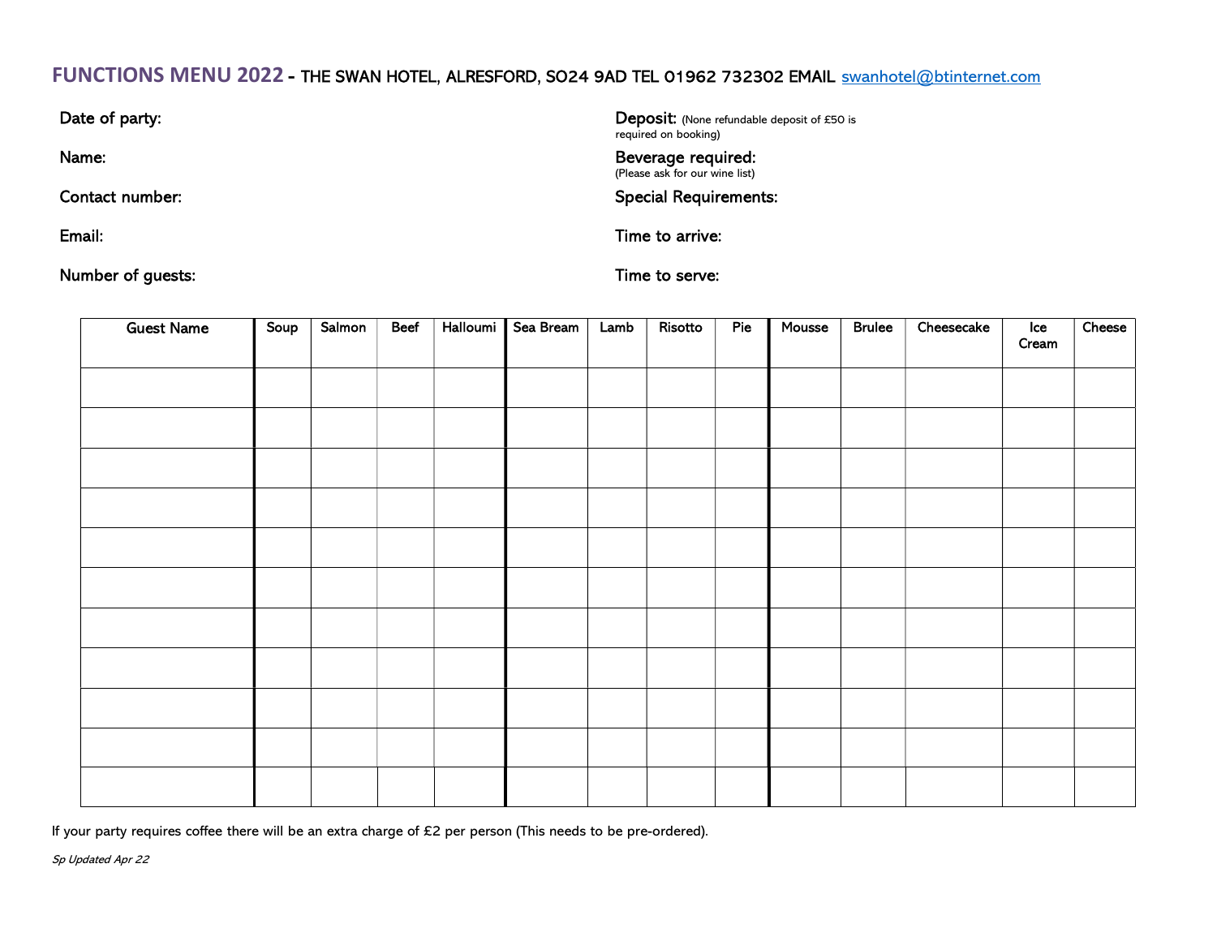# FUNCTIONS MENU 2022 - THE SWAN HOTEL, ALRESFORD, SO24 9AD TEL 01962 732302 EMAIL swanhotel@btinternet.com

**Date of party:**

**Name:**

**Contact number:**

**Email:**

**Number of guests:**

**Deposit:** (None refundable deposit of £50 is required on booking)

**Beverage required:** (Please ask for our wine list)

**Special Requirements:**

**Time to arrive:**

**Time to serve:**

| Guest Name | Soup | Salmon | Beef | Halloumi | Sea Bream | Lamb | Risotto | Pie | Mousse | Brulee | Cheesecake | Ice Cream | Cheese |
|---|---|---|---|---|---|---|---|---|---|---|---|---|---|
| | | | | | | | | | | | | | |
| | | | | | | | | | | | | | |
| | | | | | | | | | | | | | |
| | | | | | | | | | | | | | |
| | | | | | | | | | | | | | |
| | | | | | | | | | | | | | |
| | | | | | | | | | | | | | |
| | | | | | | | | | | | | | |
| | | | | | | | | | | | | | |
| | | | | | | | | | | | | | |
| | | | | | | | | | | | | | |

If your party requires coffee there will be an extra charge of £2 per person (This needs to be pre-ordered).

*Sp Updated Apr 22*